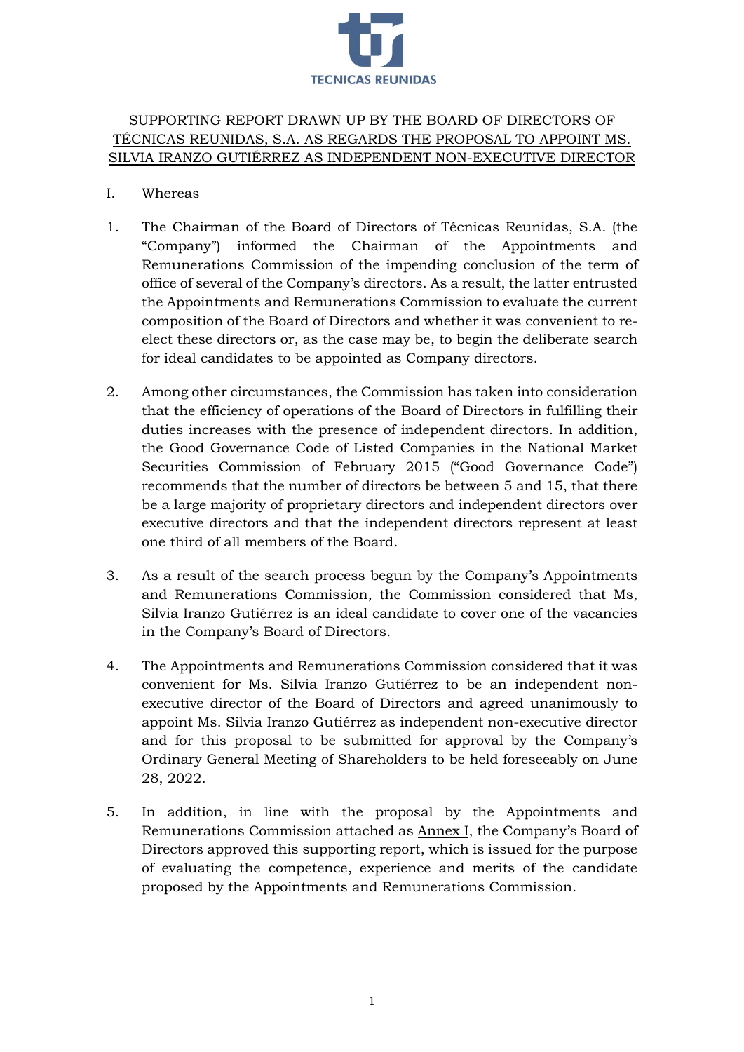TECNICAS REUNIDAS

# SUPPORTING REPORT DRAWN UP BY THE BOARD OF DIRECTORS OF TÉCNICAS REUNIDAS, S.A. AS REGARDS THE PROPOSAL TO APPOINT MS. SILVIA IRANZO GUTIÉRREZ AS INDEPENDENT NON-EXECUTIVE DIRECTOR

## I. Whereas

1. The Chairman of the Board of Directors of Técnicas Reunidas, S.A. (the "Company") informed the Chairman of the Appointments and Remunerations Commission of the impending conclusion of the term of office of several of the Company's directors. As a result, the latter entrusted the Appointments and Remunerations Commission to evaluate the current composition of the Board of Directors and whether it was convenient to re-elect these directors or, as the case may be, to begin the deliberate search for ideal candidates to be appointed as Company directors.

2. Among other circumstances, the Commission has taken into consideration that the efficiency of operations of the Board of Directors in fulfilling their duties increases with the presence of independent directors. In addition, the Good Governance Code of Listed Companies in the National Market Securities Commission of February 2015 ("Good Governance Code") recommends that the number of directors be between 5 and 15, that there be a large majority of proprietary directors and independent directors over executive directors and that the independent directors represent at least one third of all members of the Board.

3. As a result of the search process begun by the Company's Appointments and Remunerations Commission, the Commission considered that Ms, Silvia Iranzo Gutiérrez is an ideal candidate to cover one of the vacancies in the Company's Board of Directors.

4. The Appointments and Remunerations Commission considered that it was convenient for Ms. Silvia Iranzo Gutiérrez to be an independent non-executive director of the Board of Directors and agreed unanimously to appoint Ms. Silvia Iranzo Gutiérrez as independent non-executive director and for this proposal to be submitted for approval by the Company's Ordinary General Meeting of Shareholders to be held foreseeably on June 28, 2022.

5. In addition, in line with the proposal by the Appointments and Remunerations Commission attached as Annex I, the Company's Board of Directors approved this supporting report, which is issued for the purpose of evaluating the competence, experience and merits of the candidate proposed by the Appointments and Remunerations Commission.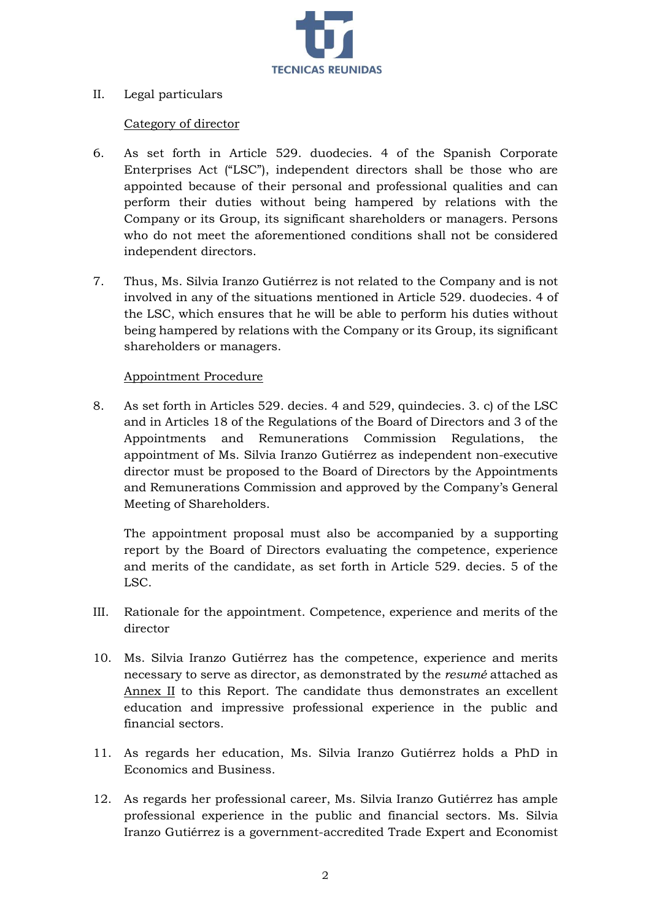II. Legal particulars

Category of director

6. As set forth in Article 529. duodecies. 4 of the Spanish Corporate Enterprises Act ("LSC"), independent directors shall be those who are appointed because of their personal and professional qualities and can perform their duties without being hampered by relations with the Company or its Group, its significant shareholders or managers. Persons who do not meet the aforementioned conditions shall not be considered independent directors.

7. Thus, Ms. Silvia Iranzo Gutiérrez is not related to the Company and is not involved in any of the situations mentioned in Article 529. duodecies. 4 of the LSC, which ensures that he will be able to perform his duties without being hampered by relations with the Company or its Group, its significant shareholders or managers.

Appointment Procedure

8. As set forth in Articles 529. decies. 4 and 529, quindecies. 3. c) of the LSC and in Articles 18 of the Regulations of the Board of Directors and 3 of the Appointments and Remunerations Commission Regulations, the appointment of Ms. Silvia Iranzo Gutiérrez as independent non-executive director must be proposed to the Board of Directors by the Appointments and Remunerations Commission and approved by the Company's General Meeting of Shareholders.

   The appointment proposal must also be accompanied by a supporting report by the Board of Directors evaluating the competence, experience and merits of the candidate, as set forth in Article 529. decies. 5 of the LSC.

III. Rationale for the appointment. Competence, experience and merits of the director

10. Ms. Silvia Iranzo Gutiérrez has the competence, experience and merits necessary to serve as director, as demonstrated by the *resumé* attached as Annex II to this Report. The candidate thus demonstrates an excellent education and impressive professional experience in the public and financial sectors.

11. As regards her education, Ms. Silvia Iranzo Gutiérrez holds a PhD in Economics and Business.

12. As regards her professional career, Ms. Silvia Iranzo Gutiérrez has ample professional experience in the public and financial sectors. Ms. Silvia Iranzo Gutiérrez is a government-accredited Trade Expert and Economist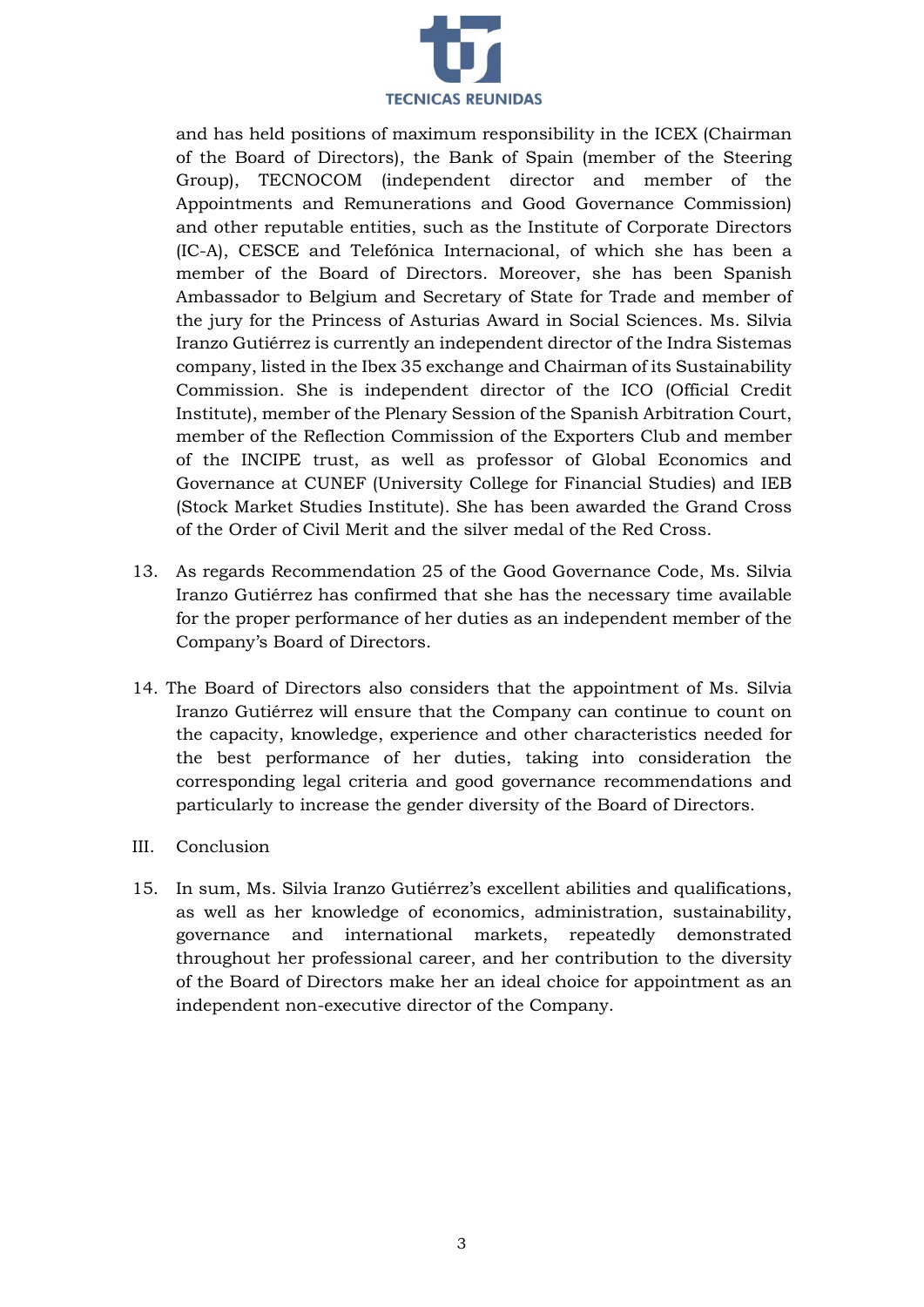and has held positions of maximum responsibility in the ICEX (Chairman of the Board of Directors), the Bank of Spain (member of the Steering Group), TECNOCOM (independent director and member of the Appointments and Remunerations and Good Governance Commission) and other reputable entities, such as the Institute of Corporate Directors (IC-A), CESCE and Telefónica Internacional, of which she has been a member of the Board of Directors. Moreover, she has been Spanish Ambassador to Belgium and Secretary of State for Trade and member of the jury for the Princess of Asturias Award in Social Sciences. Ms. Silvia Iranzo Gutiérrez is currently an independent director of the Indra Sistemas company, listed in the Ibex 35 exchange and Chairman of its Sustainability Commission. She is independent director of the ICO (Official Credit Institute), member of the Plenary Session of the Spanish Arbitration Court, member of the Reflection Commission of the Exporters Club and member of the INCIPE trust, as well as professor of Global Economics and Governance at CUNEF (University College for Financial Studies) and IEB (Stock Market Studies Institute). She has been awarded the Grand Cross of the Order of Civil Merit and the silver medal of the Red Cross.

13. As regards Recommendation 25 of the Good Governance Code, Ms. Silvia Iranzo Gutiérrez has confirmed that she has the necessary time available for the proper performance of her duties as an independent member of the Company's Board of Directors.

14. The Board of Directors also considers that the appointment of Ms. Silvia Iranzo Gutiérrez will ensure that the Company can continue to count on the capacity, knowledge, experience and other characteristics needed for the best performance of her duties, taking into consideration the corresponding legal criteria and good governance recommendations and particularly to increase the gender diversity of the Board of Directors.

III. Conclusion

15. In sum, Ms. Silvia Iranzo Gutiérrez's excellent abilities and qualifications, as well as her knowledge of economics, administration, sustainability, governance and international markets, repeatedly demonstrated throughout her professional career, and her contribution to the diversity of the Board of Directors make her an ideal choice for appointment as an independent non-executive director of the Company.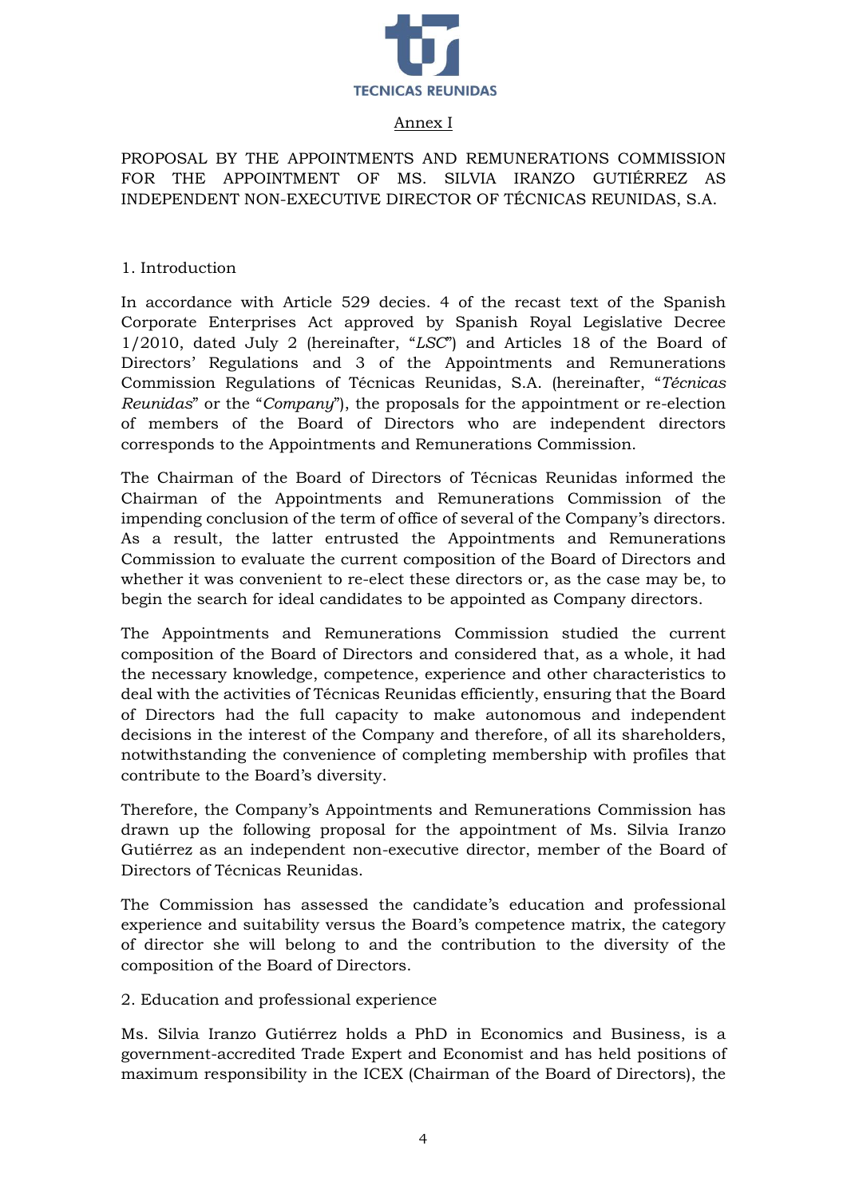Annex I

PROPOSAL BY THE APPOINTMENTS AND REMUNERATIONS COMMISSION FOR THE APPOINTMENT OF MS. SILVIA IRANZO GUTIÉRREZ AS INDEPENDENT NON-EXECUTIVE DIRECTOR OF TÉCNICAS REUNIDAS, S.A.

1. Introduction

In accordance with Article 529 decies. 4 of the recast text of the Spanish Corporate Enterprises Act approved by Spanish Royal Legislative Decree 1/2010, dated July 2 (hereinafter, "*LSC*") and Articles 18 of the Board of Directors' Regulations and 3 of the Appointments and Remunerations Commission Regulations of Técnicas Reunidas, S.A. (hereinafter, "*Técnicas Reunidas*" or the "*Company*"), the proposals for the appointment or re-election of members of the Board of Directors who are independent directors corresponds to the Appointments and Remunerations Commission.

The Chairman of the Board of Directors of Técnicas Reunidas informed the Chairman of the Appointments and Remunerations Commission of the impending conclusion of the term of office of several of the Company's directors. As a result, the latter entrusted the Appointments and Remunerations Commission to evaluate the current composition of the Board of Directors and whether it was convenient to re-elect these directors or, as the case may be, to begin the search for ideal candidates to be appointed as Company directors.

The Appointments and Remunerations Commission studied the current composition of the Board of Directors and considered that, as a whole, it had the necessary knowledge, competence, experience and other characteristics to deal with the activities of Técnicas Reunidas efficiently, ensuring that the Board of Directors had the full capacity to make autonomous and independent decisions in the interest of the Company and therefore, of all its shareholders, notwithstanding the convenience of completing membership with profiles that contribute to the Board's diversity.

Therefore, the Company's Appointments and Remunerations Commission has drawn up the following proposal for the appointment of Ms. Silvia Iranzo Gutiérrez as an independent non-executive director, member of the Board of Directors of Técnicas Reunidas.

The Commission has assessed the candidate's education and professional experience and suitability versus the Board's competence matrix, the category of director she will belong to and the contribution to the diversity of the composition of the Board of Directors.

2. Education and professional experience

Ms. Silvia Iranzo Gutiérrez holds a PhD in Economics and Business, is a government-accredited Trade Expert and Economist and has held positions of maximum responsibility in the ICEX (Chairman of the Board of Directors), the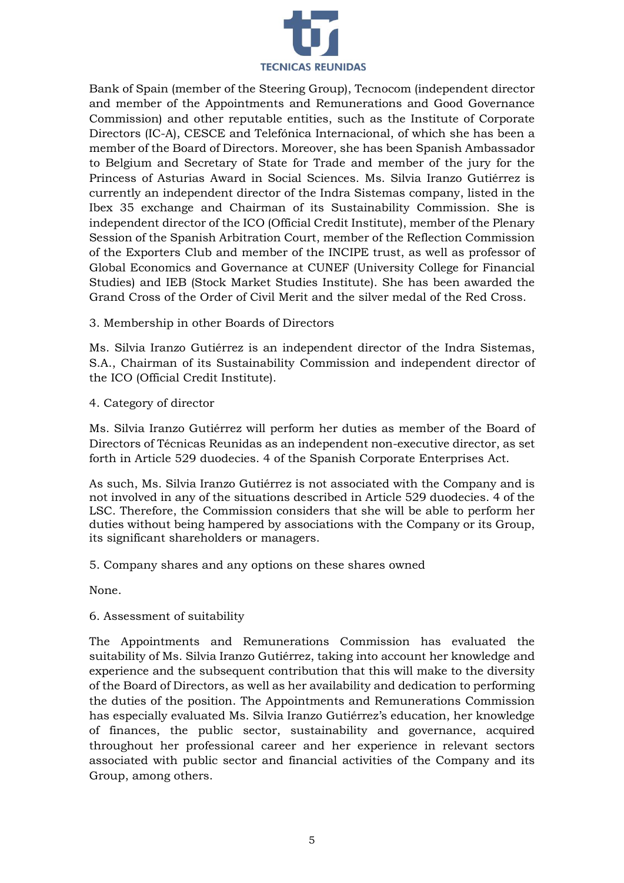Bank of Spain (member of the Steering Group), Tecnocom (independent director and member of the Appointments and Remunerations and Good Governance Commission) and other reputable entities, such as the Institute of Corporate Directors (IC-A), CESCE and Telefónica Internacional, of which she has been a member of the Board of Directors. Moreover, she has been Spanish Ambassador to Belgium and Secretary of State for Trade and member of the jury for the Princess of Asturias Award in Social Sciences. Ms. Silvia Iranzo Gutiérrez is currently an independent director of the Indra Sistemas company, listed in the Ibex 35 exchange and Chairman of its Sustainability Commission. She is independent director of the ICO (Official Credit Institute), member of the Plenary Session of the Spanish Arbitration Court, member of the Reflection Commission of the Exporters Club and member of the INCIPE trust, as well as professor of Global Economics and Governance at CUNEF (University College for Financial Studies) and IEB (Stock Market Studies Institute). She has awarded the Grand Cross of the Order of Civil Merit and the silver medal of the Red Cross.

3. Membership in other Boards of Directors

Ms. Silvia Iranzo Gutiérrez is an independent director of the Indra Sistemas, S.A., Chairman of its Sustainability Commission and independent director of the ICO (Official Credit Institute).

4. Category of director

Ms. Silvia Iranzo Gutiérrez will perform her duties as member of the Board of Directors of Técnicas Reunidas as an independent non-executive director, as set forth in Article 529 duodecies. 4 of the Spanish Corporate Enterprises Act.

As such, Ms. Silvia Iranzo Gutiérrez is not associated with the Company and is not involved in any of the situations described in Article 529 duodecies. 4 of the LSC. Therefore, the Commission considers that she will be able to perform her duties without being hampered by associations with the Company or its Group, its significant shareholders or managers.

5. Company shares and any options on these shares owned

None.

6. Assessment of suitability

The Appointments and Remunerations Commission has evaluated the suitability of Ms. Silvia Iranzo Gutiérrez, taking into account her knowledge and experience and the subsequent contribution that this will make to the diversity of the Board of Directors, as well as her availability and dedication to performing the duties of the position. The Appointments and Remunerations Commission has especially evaluated Ms. Silvia Iranzo Gutiérrez's education, her knowledge of finances, the public sector, sustainability and governance, acquired throughout her professional career and her experience in relevant sectors associated with public sector and financial activities of the Company and its Group, among others.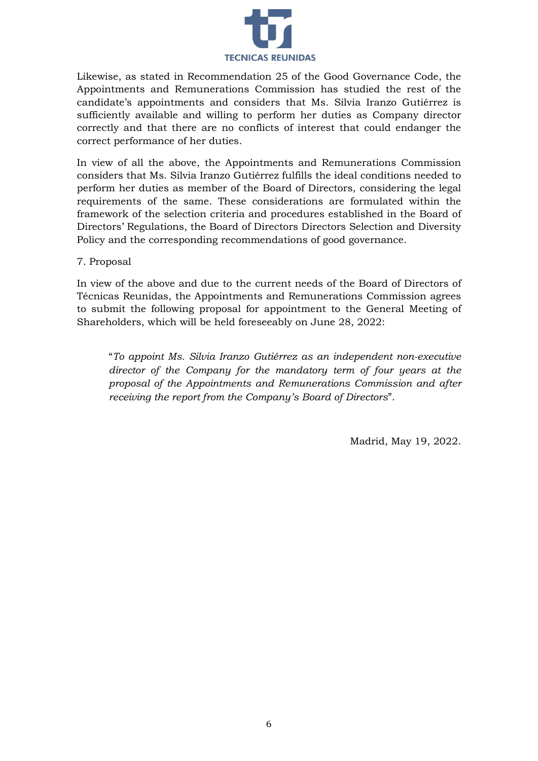Likewise, as stated in Recommendation 25 of the Good Governance Code, the Appointments and Remunerations Commission has studied the rest of the candidate's appointments and considers that Ms. Silvia Iranzo Gutiérrez is sufficiently available and willing to perform her duties as Company director correctly and that there are no conflicts of interest that could endanger the correct performance of her duties.

In view of all the above, the Appointments and Remunerations Commission considers that Ms. Silvia Iranzo Gutiérrez fulfills the ideal conditions needed to perform her duties as member of the Board of Directors, considering the legal requirements of the same. These considerations are formulated within the framework of the selection criteria and procedures established in the Board of Directors' Regulations, the Board of Directors Directors Selection and Diversity Policy and the corresponding recommendations of good governance.

7. Proposal

In view of the above and due to the current needs of the Board of Directors of Técnicas Reunidas, the Appointments and Remunerations Commission agrees to submit the following proposal for appointment to the General Meeting of Shareholders, which will be held foreseeably on June 28, 2022:

> "*To appoint Ms. Silvia Iranzo Gutiérrez as an independent non-executive director of the Company for the mandatory term of four years at the proposal of the Appointments and Remunerations Commission and after receiving the report from the Company's Board of Directors*".

Madrid, May 19, 2022.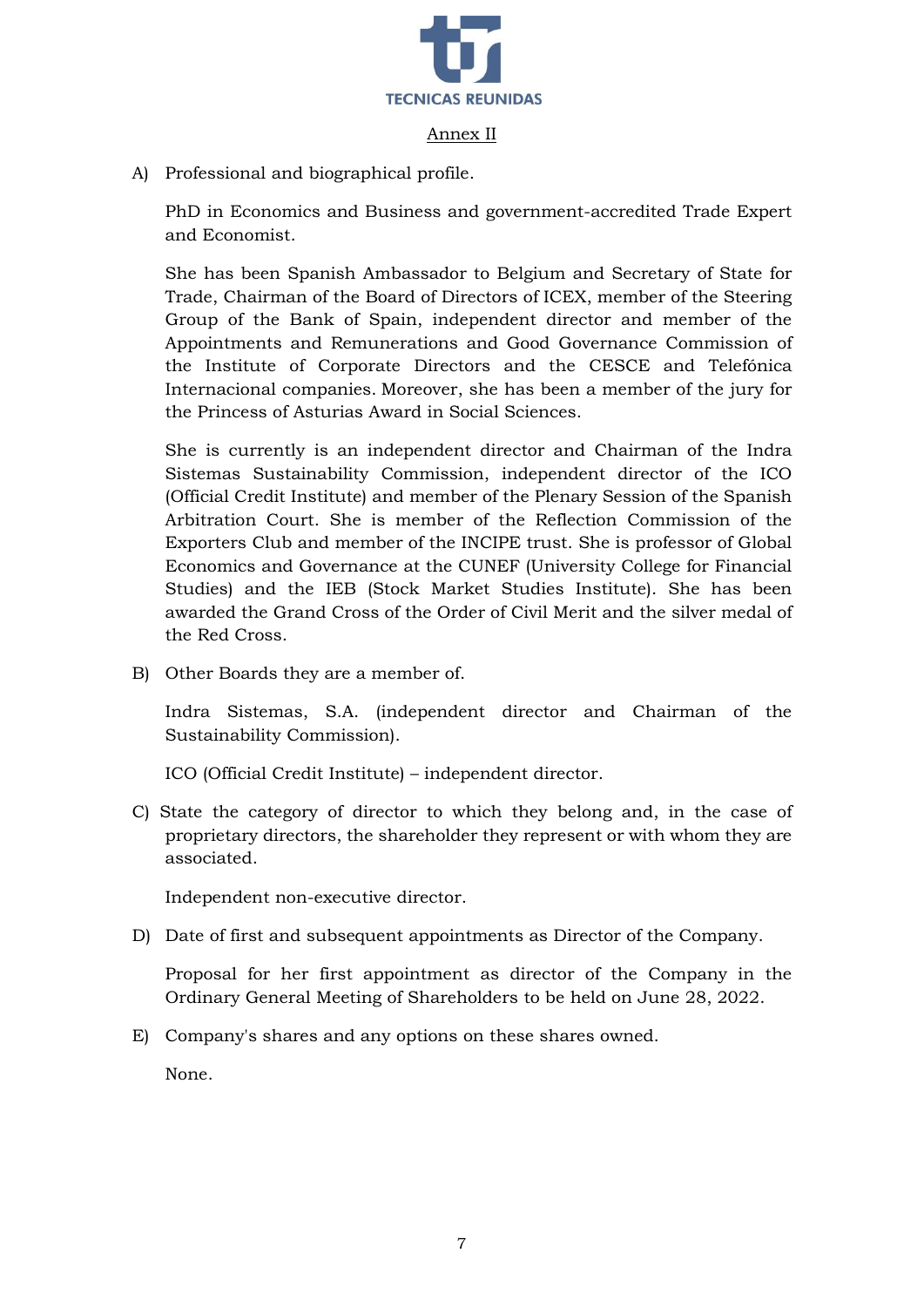## Annex II

A) Professional and biographical profile.

PhD in Economics and Business and government-accredited Trade Expert and Economist.

She has been Spanish Ambassador to Belgium and Secretary of State for Trade, Chairman of the Board of Directors of ICEX, member of the Steering Group of the Bank of Spain, independent director and member of the Appointments and Remunerations and Good Governance Commission of the Institute of Corporate Directors and the CESCE and Telefónica Internacional companies. Moreover, she has been a member of the jury for the Princess of Asturias Award in Social Sciences.

She is currently is an independent director and Chairman of the Indra Sistemas Sustainability Commission, independent director of the ICO (Official Credit Institute) and member of the Plenary Session of the Spanish Arbitration Court. She is member of the Reflection Commission of the Exporters Club and member of the INCIPE trust. She is professor of Global Economics and Governance at the CUNEF (University College for Financial Studies) and the IEB (Stock Market Studies Institute). She has been awarded the Grand Cross of the Order of Civil Merit and the silver medal of the Red Cross.

B) Other Boards they are a member of.

Indra Sistemas, S.A. (independent director and Chairman of the Sustainability Commission).

ICO (Official Credit Institute) – independent director.

C) State the category of director to which they belong and, in the case of proprietary directors, the shareholder they represent or with whom they are associated.

Independent non-executive director.

D) Date of first and subsequent appointments as Director of the Company.

Proposal for her first appointment as director of the Company in the Ordinary General Meeting of Shareholders to be held on June 28, 2022.

E) Company's shares and any options on these shares owned.

None.